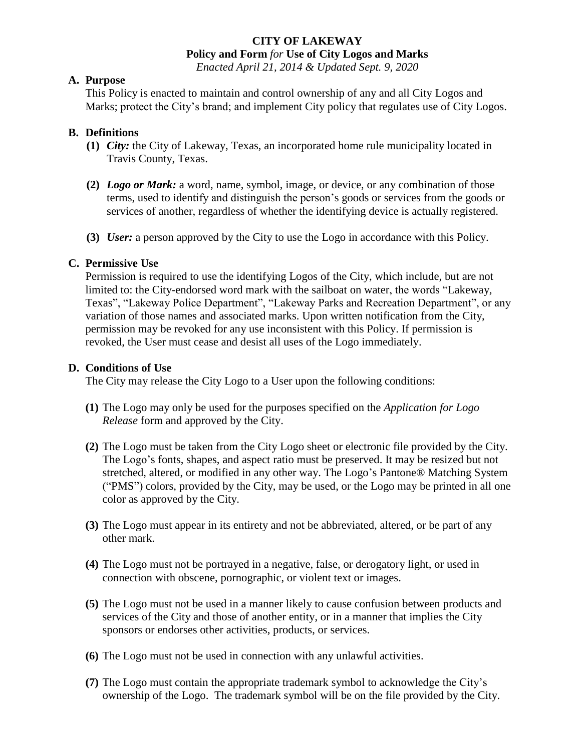# CITY OF LAKEWAY

## Policy and Form *for* Use of City Logos and Marks

*Enacted April 21, 2014 & Updated Sept. 9, 2020*

### A. Purpose

This Policy is enacted to maintain and control ownership of any and all City Logos and Marks; protect the City's brand; and implement City policy that regulates use of City Logos.

### B. Definitions

**(1)** ***City:*** the City of Lakeway, Texas, an incorporated home rule municipality located in Travis County, Texas.

**(2)** ***Logo or Mark:*** a word, name, symbol, image, or device, or any combination of those terms, used to identify and distinguish the person's goods or services from the goods or services of another, regardless of whether the identifying device is actually registered.

**(3)** ***User:*** a person approved by the City to use the Logo in accordance with this Policy.

### C. Permissive Use

Permission is required to use the identifying Logos of the City, which include, but are not limited to: the City-endorsed word mark with the sailboat on water, the words "Lakeway, Texas", "Lakeway Police Department", "Lakeway Parks and Recreation Department", or any variation of those names and associated marks. Upon written notification from the City, permission may be revoked for any use inconsistent with this Policy. If permission is revoked, the User must cease and desist all uses of the Logo immediately.

### D. Conditions of Use

The City may release the City Logo to a User upon the following conditions:

**(1)** The Logo may only be used for the purposes specified on the *Application for Logo Release* form and approved by the City.

**(2)** The Logo must be taken from the City Logo sheet or electronic file provided by the City. The Logo's fonts, shapes, and aspect ratio must be preserved. It may be resized but not stretched, altered, or modified in any other way. The Logo's Pantone® Matching System ("PMS") colors, provided by the City, may be used, or the Logo may be printed in all one color as approved by the City.

**(3)** The Logo must appear in its entirety and not be abbreviated, altered, or be part of any other mark.

**(4)** The Logo must not be portrayed in a negative, false, or derogatory light, or used in connection with obscene, pornographic, or violent text or images.

**(5)** The Logo must not be used in a manner likely to cause confusion between products and services of the City and those of another entity, or in a manner that implies the City sponsors or endorses other activities, products, or services.

**(6)** The Logo must not be used in connection with any unlawful activities.

**(7)** The Logo must contain the appropriate trademark symbol to acknowledge the City's ownership of the Logo. The trademark symbol will be on the file provided by the City.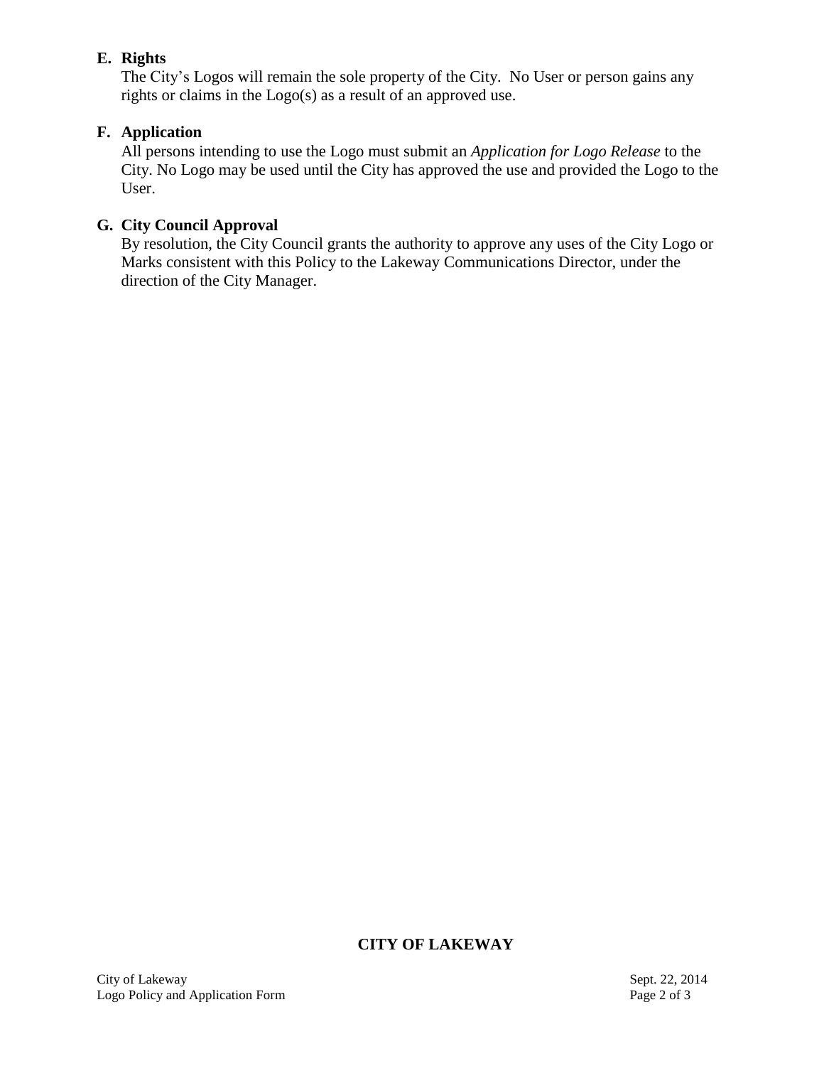**E. Rights**

The City's Logos will remain the sole property of the City. No User or person gains any rights or claims in the Logo(s) as a result of an approved use.

**F. Application**

All persons intending to use the Logo must submit an *Application for Logo Release* to the City. No Logo may be used until the City has approved the use and provided the Logo to the User.

**G. City Council Approval**

By resolution, the City Council grants the authority to approve any uses of the City Logo or Marks consistent with this Policy to the Lakeway Communications Director, under the direction of the City Manager.

**CITY OF LAKEWAY**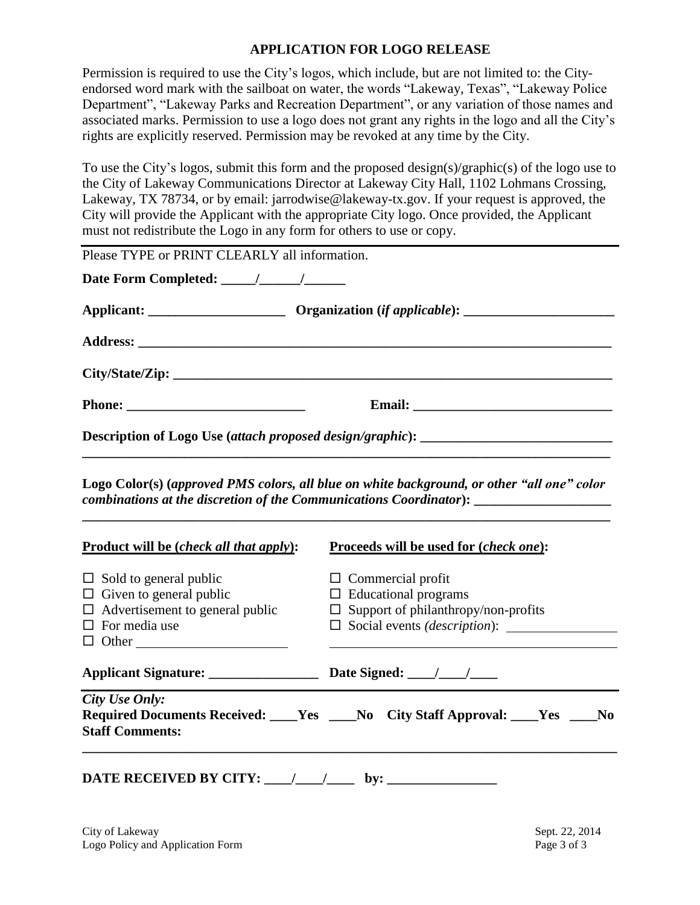## APPLICATION FOR LOGO RELEASE

Permission is required to use the City's logos, which include, but are not limited to: the City-endorsed word mark with the sailboat on water, the words "Lakeway, Texas", "Lakeway Police Department", "Lakeway Parks and Recreation Department", or any variation of those names and associated marks. Permission to use a logo does not grant any rights in the logo and all the City's rights are explicitly reserved. Permission may be revoked at any time by the City.

To use the City's logos, submit this form and the proposed design(s)/graphic(s) of the logo use to the City of Lakeway Communications Director at Lakeway City Hall, 1102 Lohmans Crossing, Lakeway, TX 78734, or by email: jarrodwise@lakeway-tx.gov. If your request is approved, the City will provide the Applicant with the appropriate City logo. Once provided, the Applicant must not redistribute the Logo in any form for others to use or copy.

---

Please TYPE or PRINT CLEARLY all information.

**Date Form Completed: _____/______/______**

**Applicant: ____________________ Organization (*if applicable*): ______________________**

**Address: ________________________________________________________________________**

**City/State/Zip: ___________________________________________________________________**

**Phone: __________________________ Email: _____________________________**

**Description of Logo Use (*attach proposed design/graphic*): ____________________________**

________________________________________________________________________________

**Logo Color(s) (*approved PMS colors, all blue on white background, or other "all one" color combinations at the discretion of the Communications Coordinator*): ___________________**

________________________________________________________________________________

**Product will be (*check all that apply*):**

☐ Sold to general public
☐ Given to general public
☐ Advertisement to general public
☐ For media use
☐ Other ______________________

**Proceeds will be used for (*check one*):**

☐ Commercial profit
☐ Educational programs
☐ Support of philanthropy/non-profits
☐ Social events *(description)*: ________________

________________________________________________

**Applicant Signature: ________________ Date Signed: ____/____/____**

---

***City Use Only:***

**Required Documents Received: ____Yes ____No City Staff Approval: ____Yes ____No**

**Staff Comments:**

________________________________________________________________________________

**DATE RECEIVED BY CITY: ____/____/____ by: ________________**

City of Lakeway
Logo Policy and Application Form

Sept. 22, 2014